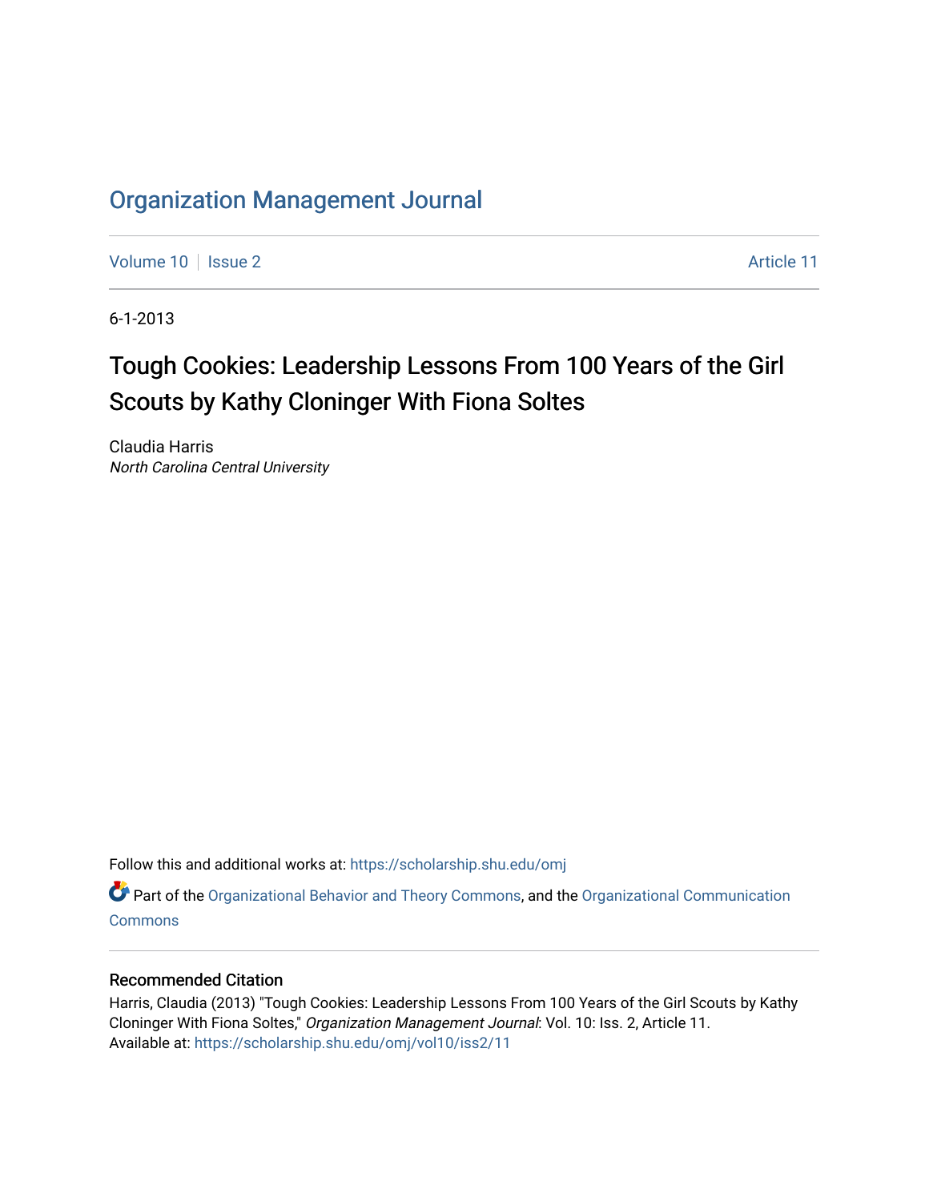# Organization Management Journal

Volume 10 | Issue 2 | Article 11

6-1-2013

## Tough Cookies: Leadership Lessons From 100 Years of the Girl Scouts by Kathy Cloninger With Fiona Soltes

Claudia Harris
*North Carolina Central University*

Follow this and additional works at: https://scholarship.shu.edu/omj

Part of the Organizational Behavior and Theory Commons, and the Organizational Communication Commons

### Recommended Citation

Harris, Claudia (2013) "Tough Cookies: Leadership Lessons From 100 Years of the Girl Scouts by Kathy Cloninger With Fiona Soltes," *Organization Management Journal*: Vol. 10: Iss. 2, Article 11.
Available at: https://scholarship.shu.edu/omj/vol10/iss2/11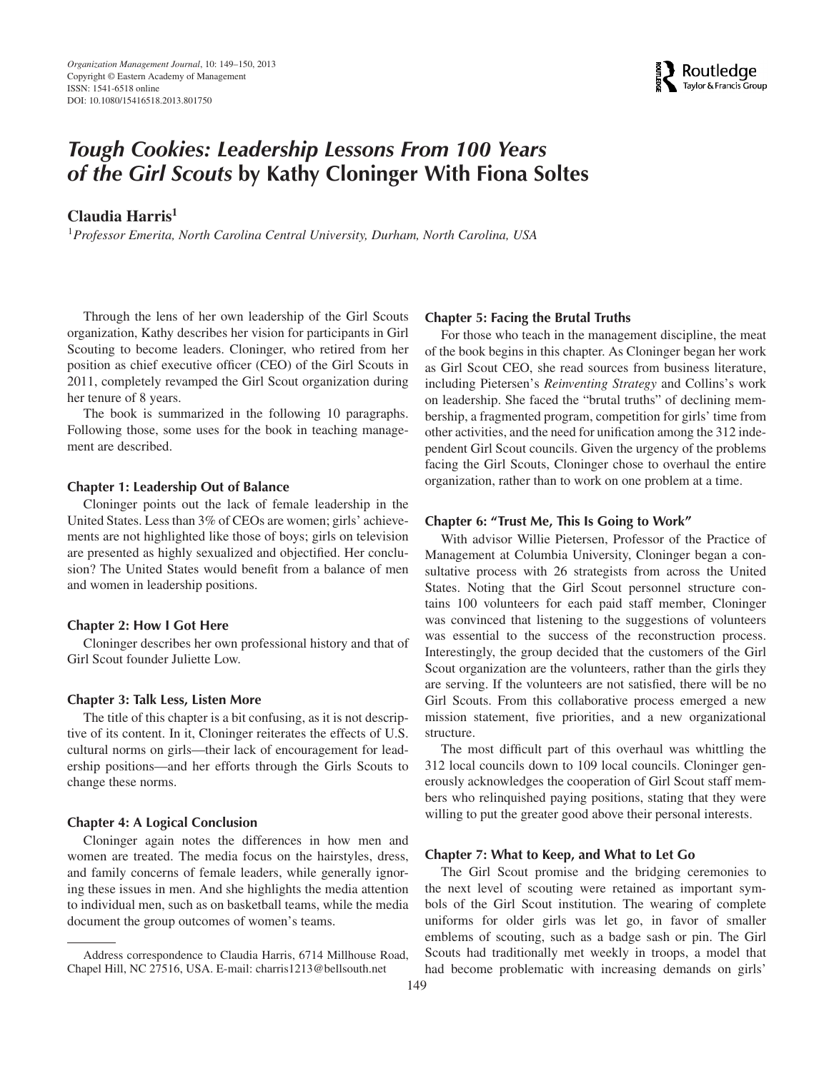# *Tough Cookies: Leadership Lessons From 100 Years of the Girl Scouts* by Kathy Cloninger With Fiona Soltes

**Claudia Harris**[1]

[1]*Professor Emerita, North Carolina Central University, Durham, North Carolina, USA*

Through the lens of her own leadership of the Girl Scouts organization, Kathy describes her vision for participants in Girl Scouting to become leaders. Cloninger, who retired from her position as chief executive officer (CEO) of the Girl Scouts in 2011, completely revamped the Girl Scout organization during her tenure of 8 years.

The book is summarized in the following 10 paragraphs. Following those, some uses for the book in teaching management are described.

### Chapter 1: Leadership Out of Balance

Cloninger points out the lack of female leadership in the United States. Less than 3% of CEOs are women; girls' achievements are not highlighted like those of boys; girls on television are presented as highly sexualized and objectified. Her conclusion? The United States would benefit from a balance of men and women in leadership positions.

### Chapter 2: How I Got Here

Cloninger describes her own professional history and that of Girl Scout founder Juliette Low.

### Chapter 3: Talk Less, Listen More

The title of this chapter is a bit confusing, as it is not descriptive of its content. In it, Cloninger reiterates the effects of U.S. cultural norms on girls—their lack of encouragement for leadership positions—and her efforts through the Girls Scouts to change these norms.

### Chapter 4: A Logical Conclusion

Cloninger again notes the differences in how men and women are treated. The media focus on the hairstyles, dress, and family concerns of female leaders, while generally ignoring these issues in men. And she highlights the media attention to individual men, such as on basketball teams, while the media document the group outcomes of women's teams.

Address correspondence to Claudia Harris, 6714 Millhouse Road, Chapel Hill, NC 27516, USA. E-mail: charris1213@bellsouth.net

### Chapter 5: Facing the Brutal Truths

For those who teach in the management discipline, the meat of the book begins in this chapter. As Cloninger began her work as Girl Scout CEO, she read sources from business literature, including Pietersen's *Reinventing Strategy* and Collins's work on leadership. She faced the "brutal truths" of declining membership, a fragmented program, competition for girls' time from other activities, and the need for unification among the 312 independent Girl Scout councils. Given the urgency of the problems facing the Girl Scouts, Cloninger chose to overhaul the entire organization, rather than to work on one problem at a time.

### Chapter 6: "Trust Me, This Is Going to Work"

With advisor Willie Pietersen, Professor of the Practice of Management at Columbia University, Cloninger began a consultative process with 26 strategists from across the United States. Noting that the Girl Scout personnel structure contains 100 volunteers for each paid staff member, Cloninger was convinced that listening to the suggestions of volunteers was essential to the success of the reconstruction process. Interestingly, the group decided that the customers of the Girl Scout organization are the volunteers, rather than the girls they are serving. If the volunteers are not satisfied, there will be no Girl Scouts. From this collaborative process emerged a new mission statement, five priorities, and a new organizational structure.

The most difficult part of this overhaul was whittling the 312 local councils down to 109 local councils. Cloninger generously acknowledges the cooperation of Girl Scout staff members who relinquished paying positions, stating that they were willing to put the greater good above their personal interests.

### Chapter 7: What to Keep, and What to Let Go

The Girl Scout promise and the bridging ceremonies to the next level of scouting were retained as important symbols of the Girl Scout institution. The wearing of complete uniforms for older girls was let go, in favor of smaller emblems of scouting, such as a badge sash or pin. The Girl Scouts had traditionally met weekly in troops, a model that had become problematic with increasing demands on girls'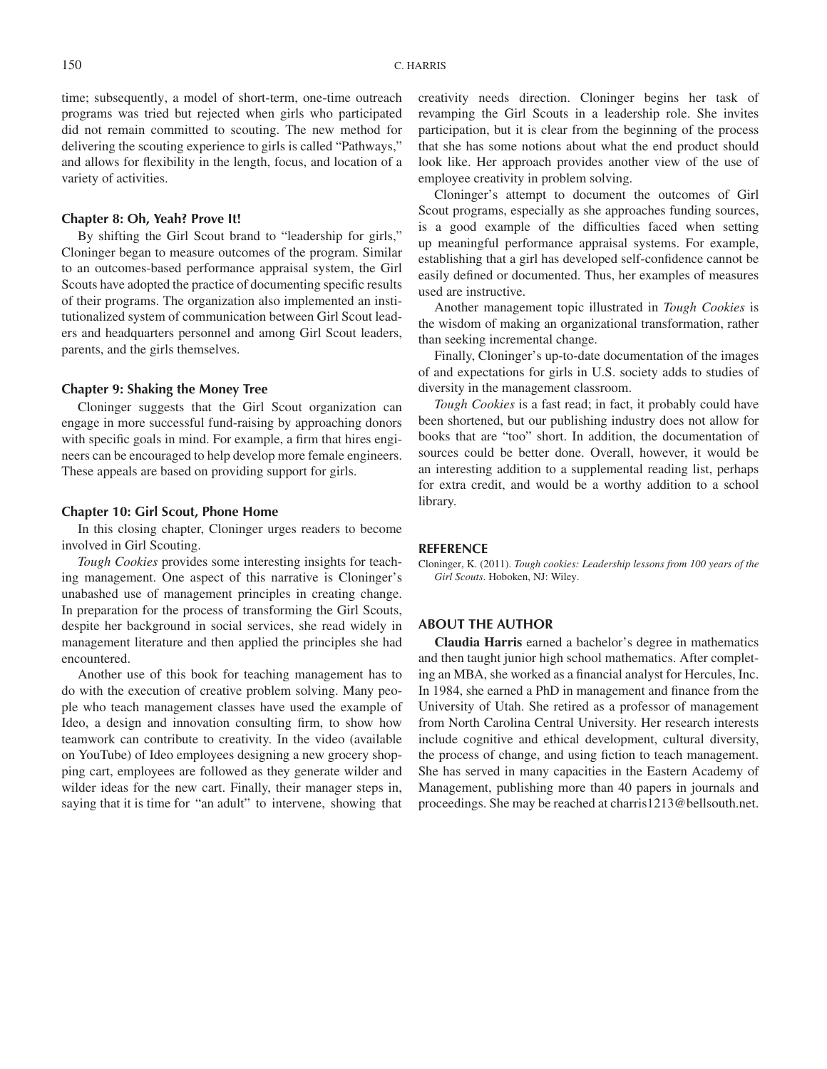time; subsequently, a model of short-term, one-time outreach programs was tried but rejected when girls who participated did not remain committed to scouting. The new method for delivering the scouting experience to girls is called "Pathways," and allows for flexibility in the length, focus, and location of a variety of activities.

### Chapter 8: Oh, Yeah? Prove It!

By shifting the Girl Scout brand to "leadership for girls," Cloninger began to measure outcomes of the program. Similar to an outcomes-based performance appraisal system, the Girl Scouts have adopted the practice of documenting specific results of their programs. The organization also implemented an institutionalized system of communication between Girl Scout leaders and headquarters personnel and among Girl Scout leaders, parents, and the girls themselves.

### Chapter 9: Shaking the Money Tree

Cloninger suggests that the Girl Scout organization can engage in more successful fund-raising by approaching donors with specific goals in mind. For example, a firm that hires engineers can be encouraged to help develop more female engineers. These appeals are based on providing support for girls.

### Chapter 10: Girl Scout, Phone Home

In this closing chapter, Cloninger urges readers to become involved in Girl Scouting.

*Tough Cookies* provides some interesting insights for teaching management. One aspect of this narrative is Cloninger's unabashed use of management principles in creating change. In preparation for the process of transforming the Girl Scouts, despite her background in social services, she read widely in management literature and then applied the principles she had encountered.

Another use of this book for teaching management has to do with the execution of creative problem solving. Many people who teach management classes have used the example of Ideo, a design and innovation consulting firm, to show how teamwork can contribute to creativity. In the video (available on YouTube) of Ideo employees designing a new grocery shopping cart, employees are followed as they generate wilder and wilder ideas for the new cart. Finally, their manager steps in, saying that it is time for "an adult" to intervene, showing that creativity needs direction. Cloninger begins her task of revamping the Girl Scouts in a leadership role. She invites participation, but it is clear from the beginning of the process that she has some notions about what the end product should look like. Her approach provides another view of the use of employee creativity in problem solving.

Cloninger's attempt to document the outcomes of Girl Scout programs, especially as she approaches funding sources, is a good example of the difficulties faced when setting up meaningful performance appraisal systems. For example, establishing that a girl has developed self-confidence cannot be easily defined or documented. Thus, her examples of measures used are instructive.

Another management topic illustrated in *Tough Cookies* is the wisdom of making an organizational transformation, rather than seeking incremental change.

Finally, Cloninger's up-to-date documentation of the images of and expectations for girls in U.S. society adds to studies of diversity in the management classroom.

*Tough Cookies* is a fast read; in fact, it probably could have been shortened, but our publishing industry does not allow for books that are "too" short. In addition, the documentation of sources could be better done. Overall, however, it would be an interesting addition to a supplemental reading list, perhaps for extra credit, and would be a worthy addition to a school library.

## REFERENCE

Cloninger, K. (2011). *Tough cookies: Leadership lessons from 100 years of the Girl Scouts*. Hoboken, NJ: Wiley.

## ABOUT THE AUTHOR

**Claudia Harris** earned a bachelor's degree in mathematics and then taught junior high school mathematics. After completing an MBA, she worked as a financial analyst for Hercules, Inc. In 1984, she earned a PhD in management and finance from the University of Utah. She retired as a professor of management from North Carolina Central University. Her research interests include cognitive and ethical development, cultural diversity, the process of change, and using fiction to teach management. She has served in many capacities in the Eastern Academy of Management, publishing more than 40 papers in journals and proceedings. She may be reached at charris1213@bellsouth.net.